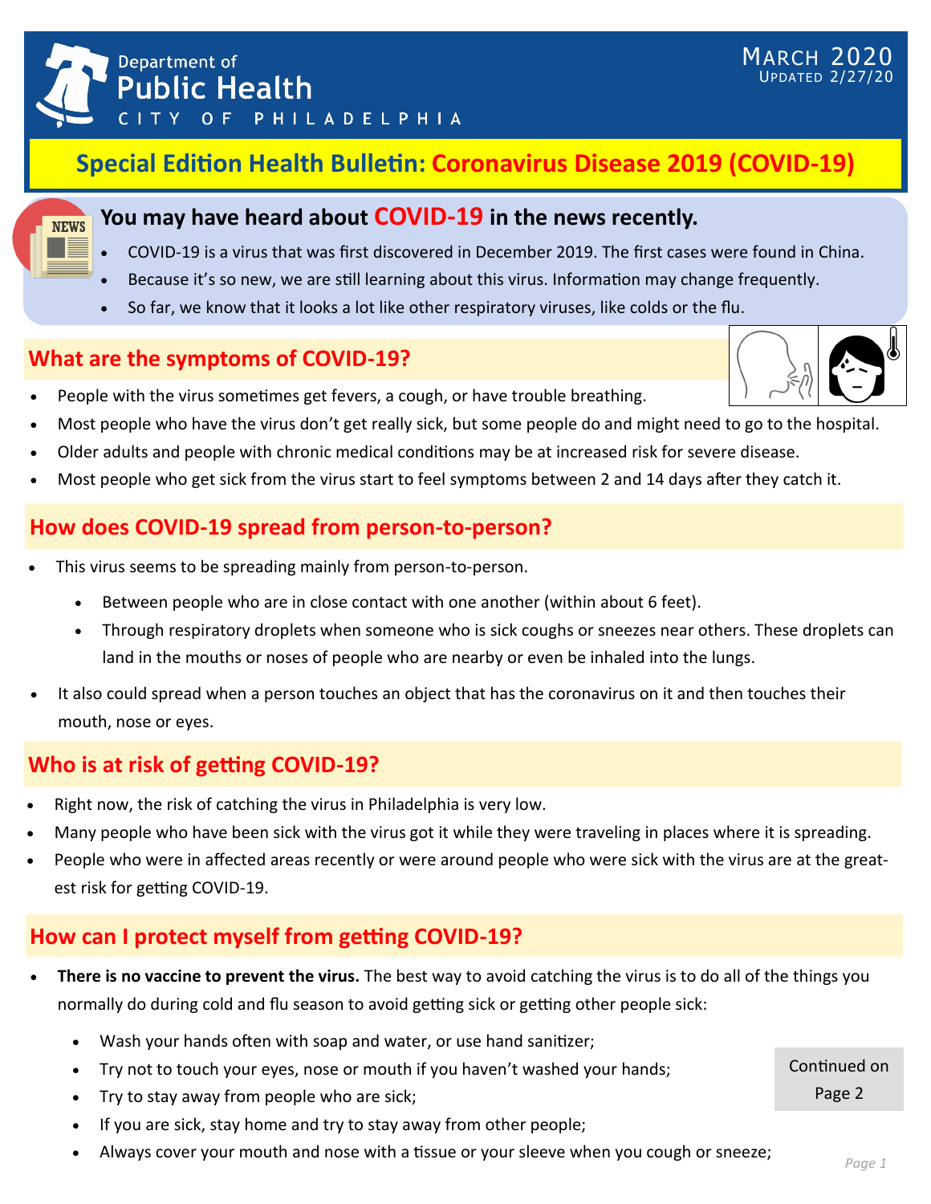Department of
Public Health
CITY OF PHILADELPHIA

March 2020
Updated 2/27/20

# Special Edition Health Bulletin: Coronavirus Disease 2019 (COVID-19)

## You may have heard about COVID-19 in the news recently.

- COVID-19 is a virus that was first discovered in December 2019. The first cases were found in China.
- Because it's so new, we are still learning about this virus. Information may change frequently.
- So far, we know that it looks a lot like other respiratory viruses, like colds or the flu.

## What are the symptoms of COVID-19?

- People with the virus sometimes get fevers, a cough, or have trouble breathing.
- Most people who have the virus don't get really sick, but some people do and might need to go to the hospital.
- Older adults and people with chronic medical conditions may be at increased risk for severe disease.
- Most people who get sick from the virus start to feel symptoms between 2 and 14 days after they catch it.

## How does COVID-19 spread from person-to-person?

- This virus seems to be spreading mainly from person-to-person.
    - Between people who are in close contact with one another (within about 6 feet).
    - Through respiratory droplets when someone who is sick coughs or sneezes near others. These droplets can land in the mouths or noses of people who are nearby or even be inhaled into the lungs.
- It also could spread when a person touches an object that has the coronavirus on it and then touches their mouth, nose or eyes.

## Who is at risk of getting COVID-19?

- Right now, the risk of catching the virus in Philadelphia is very low.
- Many people who have been sick with the virus got it while they were traveling in places where it is spreading.
- People who were in affected areas recently or were around people who were sick with the virus are at the greatest risk for getting COVID-19.

## How can I protect myself from getting COVID-19?

- **There is no vaccine to prevent the virus.** The best way to avoid catching the virus is to do all of the things you normally do during cold and flu season to avoid getting sick or getting other people sick:
    - Wash your hands often with soap and water, or use hand sanitizer;
    - Try not to touch your eyes, nose or mouth if you haven't washed your hands;
    - Try to stay away from people who are sick;
    - If you are sick, stay home and try to stay away from other people;
    - Always cover your mouth and nose with a tissue or your sleeve when you cough or sneeze;

Continued on Page 2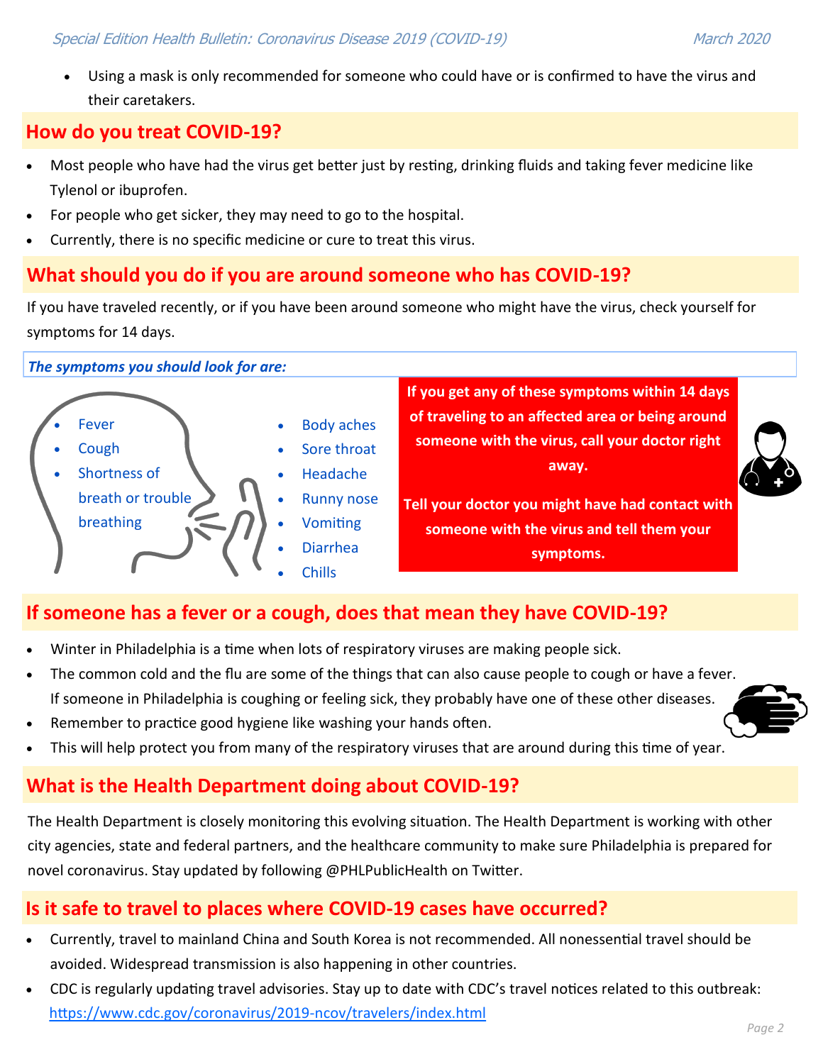- Using a mask is only recommended for someone who could have or is confirmed to have the virus and their caretakers.

## How do you treat COVID-19?

- Most people who have had the virus get better just by resting, drinking fluids and taking fever medicine like Tylenol or ibuprofen.
- For people who get sicker, they may need to go to the hospital.
- Currently, there is no specific medicine or cure to treat this virus.

## What should you do if you are around someone who has COVID-19?

If you have traveled recently, or if you have been around someone who might have the virus, check yourself for symptoms for 14 days.

***The symptoms you should look for are:***

- Fever
- Cough
- Shortness of breath or trouble breathing
- Body aches
- Sore throat
- Headache
- Runny nose
- Vomiting
- Diarrhea
- Chills

**If you get any of these symptoms within 14 days of traveling to an affected area or being around someone with the virus, call your doctor right away.**

**Tell your doctor you might have had contact with someone with the virus and tell them your symptoms.**

## If someone has a fever or a cough, does that mean they have COVID-19?

- Winter in Philadelphia is a time when lots of respiratory viruses are making people sick.
- The common cold and the flu are some of the things that can also cause people to cough or have a fever. If someone in Philadelphia is coughing or feeling sick, they probably have one of these other diseases.
- Remember to practice good hygiene like washing your hands often.
- This will help protect you from many of the respiratory viruses that are around during this time of year.

## What is the Health Department doing about COVID-19?

The Health Department is closely monitoring this evolving situation. The Health Department is working with other city agencies, state and federal partners, and the healthcare community to make sure Philadelphia is prepared for novel coronavirus. Stay updated by following @PHLPublicHealth on Twitter.

## Is it safe to travel to places where COVID-19 cases have occurred?

- Currently, travel to mainland China and South Korea is not recommended. All nonessential travel should be avoided. Widespread transmission is also happening in other countries.
- CDC is regularly updating travel advisories. Stay up to date with CDC's travel notices related to this outbreak: https://www.cdc.gov/coronavirus/2019-ncov/travelers/index.html